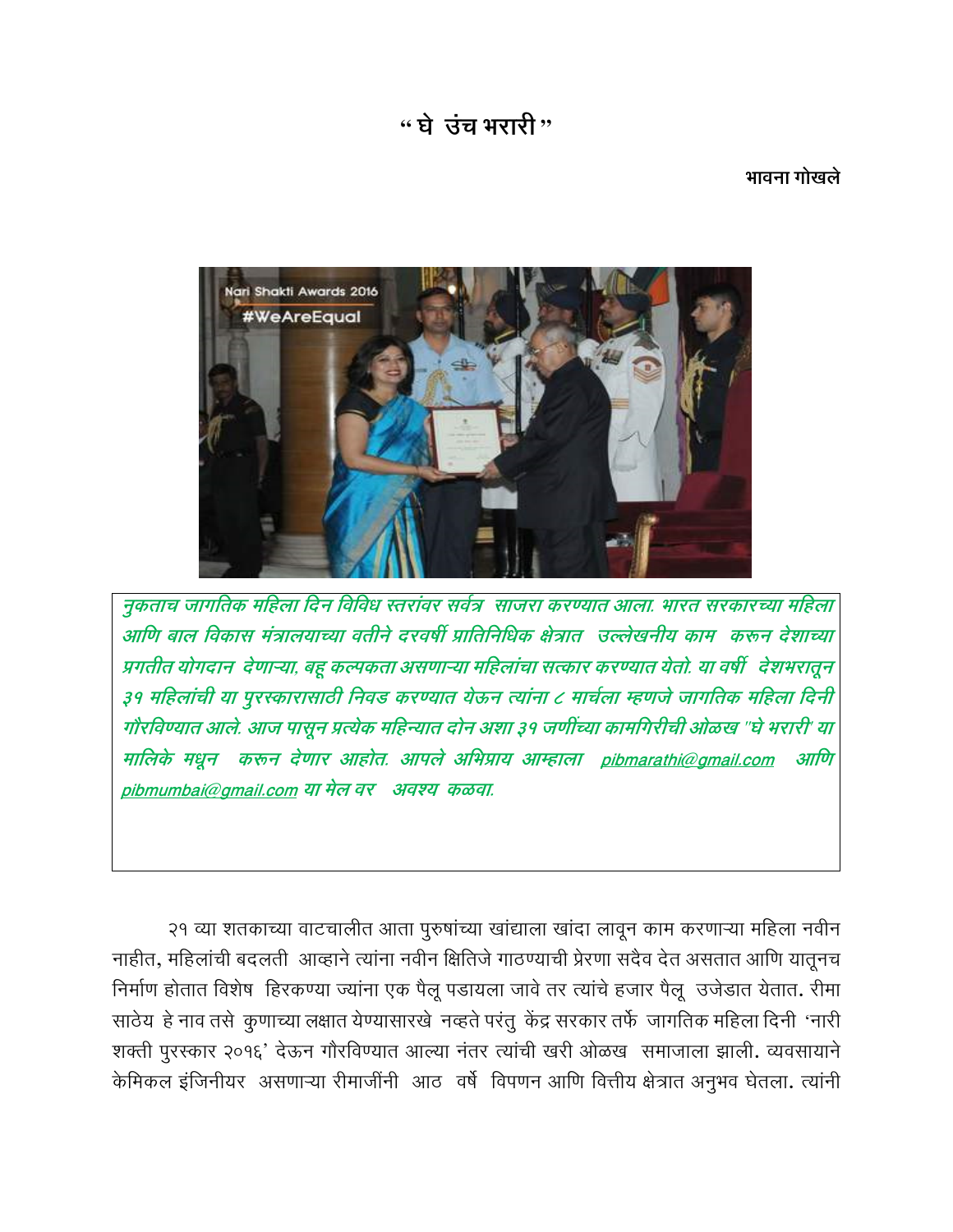# " घे उंच भरारी "

**भावना गोखले**

*नुकताच जागतिक महिला दिन विविध स्तरांवर सर्वत्र साजरा करण्यात आला. भारत सरकारच्या महिला आणि बाल विकास मंत्रालयाच्या वतीने दरवर्षी प्रातिनिधिक क्षेत्रात उल्लेखनीय काम करून देशाच्या प्रगतीत योगदान देणाऱ्या, बहू कल्पकता असणाऱ्या महिलांचा सत्कार करण्यात येतो. या वर्षी देशभरातून ३१ महिलांची या पुरस्कारासाठी निवड करण्यात येऊन त्यांना ८ मार्चला म्हणजे जागतिक महिला दिनी गौरविण्यात आले. आज पासून प्रत्येक महिन्यात दोन अशा ३१ जणींच्या कामगिरीची ओळख "घे भरारी' या मालिके मधून करून देणार आहोत. आपले अभिप्राय आम्हाला pibmarathi@gmail.com आणि pibmumbai@gmail.com या मेल वर अवश्य कळवा.*

२१ व्या शतकाच्या वाटचालीत आता पुरुषांच्या खांद्याला खांदा लावून काम करणाऱ्या महिला नवीन नाहीत, महिलांची बदलती आव्हाने त्यांना नवीन क्षितिजे गाठण्याची प्रेरणा सदैव देत असतात आणि यातूनच निर्माण होतात विशेष हिरकण्या ज्यांना एक पैलू पडायला जावे तर त्यांचे हजार पैलू उजेडात येतात. रीमा साठेय हे नाव तसे कुणाच्या लक्षात येण्यासारखे नव्हते परंतु केंद्र सरकार तर्फे जागतिक महिला दिनी 'नारी शक्ती पुरस्कार २०१६' देऊन गौरविण्यात आल्या नंतर त्यांची खरी ओळख समाजाला झाली. व्यवसायाने केमिकल इंजिनीयर असणाऱ्या रीमाजींनी आठ वर्षे विपणन आणि वित्तीय क्षेत्रात अनुभव घेतला. त्यांनी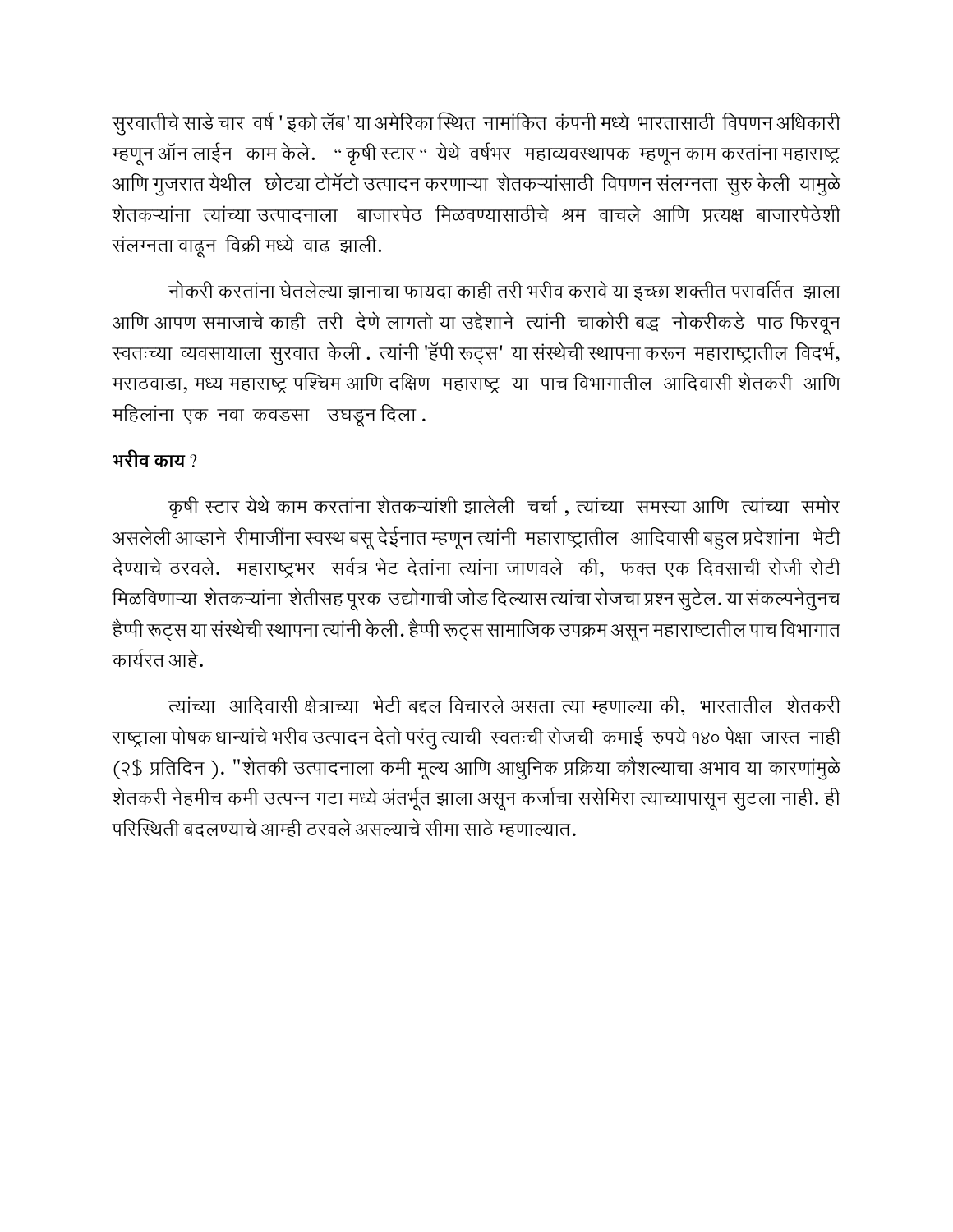सुरवातीचे साडे चार वर्ष ' इको लॅब' या अमेरिका स्थित नामांकित कंपनी मध्ये भारतासाठी विपणन अधिकारी म्हणून ऑन लाईन काम केले. " कृषी स्टार " येथे वर्षभर महाव्यवस्थापक म्हणून काम करतांना महाराष्ट्र आणि गुजरात येथील छोट्या टोमॅटो उत्पादन करणाऱ्या शेतकऱ्यांसाठी विपणन संलग्नता सुरु केली यामुळे शेतकऱ्यांना त्यांच्या उत्पादनाला बाजारपेठ मिळवण्यासाठीचे श्रम वाचले आणि प्रत्यक्ष बाजारपेठेशी संलग्नता वाढून विक्री मध्ये वाढ झाली.

नोकरी करतांना घेतलेल्या ज्ञानाचा फायदा काही तरी भरीव करावे या इच्छा शक्तीत परावर्तित झाला आणि आपण समाजाचे काही तरी देणे लागतो या उद्देशाने त्यांनी चाकोरी बद्ध नोकरीकडे पाठ फिरवून स्वतःच्या व्यवसायाला सुरवात केली . त्यांनी 'हॅपी रूट्स' या संस्थेची स्थापना करून महाराष्ट्रातील विदर्भ, मराठवाडा, मध्य महाराष्ट्र पश्चिम आणि दक्षिण महाराष्ट्र या पाच विभागातील आदिवासी शेतकरी आणि महिलांना एक नवा कवडसा उघडून दिला .

**भरीव काय** ?

कृषी स्टार येथे काम करतांना शेतकऱ्यांशी झालेली चर्चा , त्यांच्या समस्या आणि त्यांच्या समोर असलेली आव्हाने रीमाजींना स्वस्थ बसू देईनात म्हणून त्यांनी महाराष्ट्रातील आदिवासी बहुल प्रदेशांना भेटी देण्याचे ठरवले. महाराष्ट्रभर सर्वत्र भेट देतांना त्यांना जाणवले की, फक्त एक दिवसाची रोजी रोटी मिळविणाऱ्या शेतकऱ्यांना शेतीसह पूरक उद्योगाची जोड दिल्यास त्यांचा रोजचा प्रश्न सुटेल. या संकल्पनेतुनच हैप्पी रूट्स या संस्थेची स्थापना त्यांनी केली. हैप्पी रूट्स सामाजिक उपक्रम असून महाराष्टातील पाच विभागात कार्यरत आहे.

त्यांच्या आदिवासी क्षेत्राच्या भेटी बद्दल विचारले असता त्या म्हणाल्या की, भारतातील शेतकरी राष्ट्राला पोषक धान्यांचे भरीव उत्पादन देतो परंतु त्याची स्वतःची रोजची कमाई रुपये १४० पेक्षा जास्त नाही (२$ प्रतिदिन ). "शेतकी उत्पादनाला कमी मूल्य आणि आधुनिक प्रक्रिया कौशल्याचा अभाव या कारणांमुळे शेतकरी नेहमीच कमी उत्पन्न गटा मध्ये अंतर्भूत झाला असून कर्जाचा ससेमिरा त्याच्यापासून सुटला नाही. ही परिस्थिती बदलण्याचे आम्ही ठरवले असल्याचे सीमा साठे म्हणाल्यात.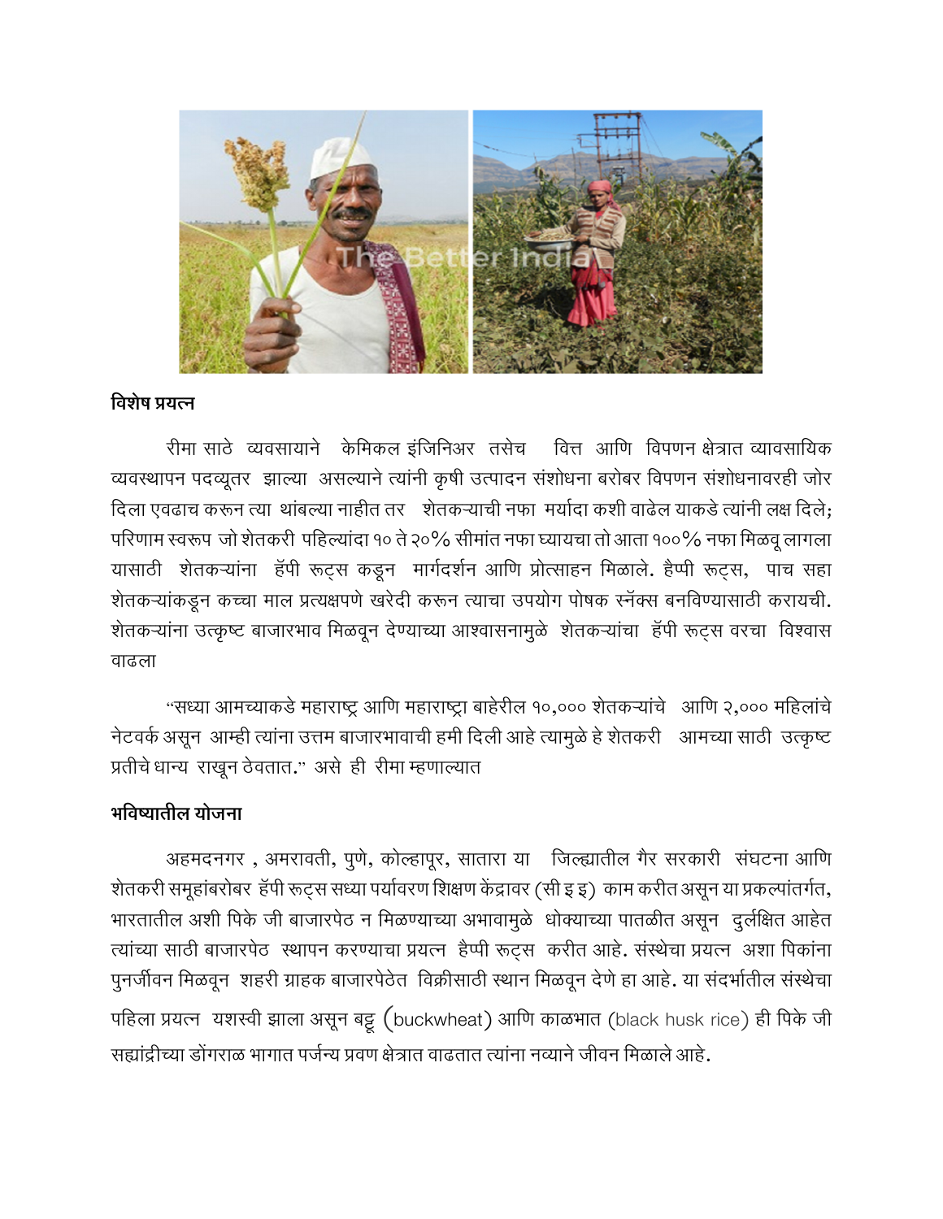## विशेष प्रयत्न

रीमा साठे व्यवसायाने केमिकल इंजिनिअर तसेच वित्त आणि विपणन क्षेत्रात व्यावसायिक व्यवस्थापन पदव्यूतर झाल्या असल्याने त्यांनी कृषी उत्पादन संशोधना बरोबर विपणन संशोधनावरही जोर दिला एवढाच करून त्या थांबल्या नाहीत तर शेतकऱ्याची नफा मर्यादा कशी वाढेल याकडे त्यांनी लक्ष दिले; परिणाम स्वरूप जो शेतकरी पहिल्यांदा १० ते २०% सीमांत नफा घ्यायचा तो आता १००% नफा मिळवू लागला यासाठी शेतकऱ्यांना हॅपी रूट्स कडून मार्गदर्शन आणि प्रोत्साहन मिळाले. हैप्पी रूट्स, पाच सहा शेतकऱ्यांकडून कच्चा माल प्रत्यक्षपणे खरेदी करून त्याचा उपयोग पोषक स्नॅक्स बनविण्यासाठी करायची. शेतकऱ्यांना उत्कृष्ट बाजारभाव मिळवून देण्याच्या आश्वासनामुळे शेतकऱ्यांचा हॅपी रूट्स वरचा विश्वास वाढला

"सध्या आमच्याकडे महाराष्ट्र आणि महाराष्ट्रा बाहेरील १०,००० शेतकऱ्यांचे आणि २,००० महिलांचे नेटवर्क असून आम्ही त्यांना उत्तम बाजारभावाची हमी दिली आहे त्यामुळे हे शेतकरी आमच्या साठी उत्कृष्ट प्रतीचे धान्य राखून ठेवतात." असे ही रीमा म्हणाल्यात

## भविष्यातील योजना

अहमदनगर , अमरावती, पुणे, कोल्हापूर, सातारा या जिल्ह्यातील गैर सरकारी संघटना आणि शेतकरी समूहांबरोबर हॅपी रूट्स सध्या पर्यावरण शिक्षण केंद्रावर (सी इ इ) काम करीत असून या प्रकल्पांतर्गत, भारतातील अशी पिके जी बाजारपेठ न मिळण्याच्या अभावामुळे धोक्याच्या पातळीत असून दुर्लक्षित आहेत त्यांच्या साठी बाजारपेठ स्थापन करण्याचा प्रयत्न हैप्पी रूट्स करीत आहे. संस्थेचा प्रयत्न अशा पिकांना पुनर्जीवन मिळवून शहरी ग्राहक बाजारपेठेत विक्रीसाठी स्थान मिळवून देणे हा आहे. या संदर्भातील संस्थेचा पहिला प्रयत्न यशस्वी झाला असून बट्टू (buckwheat) आणि काळभात (black husk rice) ही पिके जी सह्यांद्रीच्या डोंगराळ भागात पर्जन्य प्रवण क्षेत्रात वाढतात त्यांना नव्याने जीवन मिळाले आहे.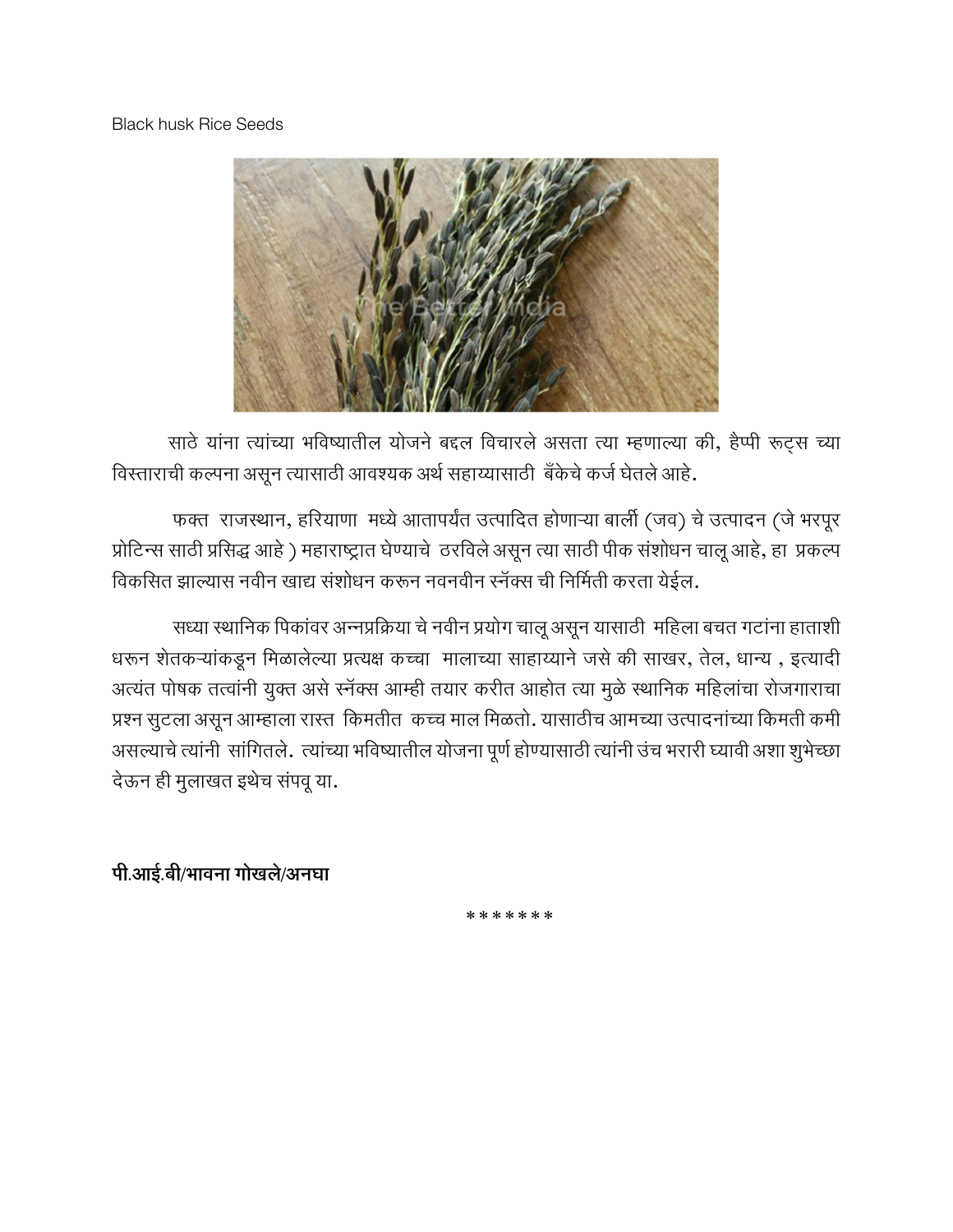Black husk Rice Seeds

साठे यांना त्यांच्या भविष्यातील योजने बद्दल विचारले असता त्या म्हणाल्या की, हैप्पी रूट्स च्या विस्ताराची कल्पना असून त्यासाठी आवश्यक अर्थ सहाय्यासाठी बँकेचे कर्ज घेतले आहे.

फक्त राजस्थान, हरियाणा मध्ये आतापर्यंत उत्पादित होणाऱ्या बार्ली (जव) चे उत्पादन (जे भरपूर प्रोटिन्स साठी प्रसिद्ध आहे ) महाराष्ट्रात घेण्याचे ठरविले असून त्या साठी पीक संशोधन चालू आहे, हा प्रकल्प विकसित झाल्यास नवीन खाद्य संशोधन करून नवनवीन स्नॅक्स ची निर्मिती करता येईल.

सध्या स्थानिक पिकांवर अन्नप्रक्रिया चे नवीन प्रयोग चालू असून यासाठी महिला बचत गटांना हाताशी धरून शेतकऱ्यांकडून मिळालेल्या प्रत्यक्ष कच्चा मालाच्या साहाय्याने जसे की साखर, तेल, धान्य , इत्यादी अत्यंत पोषक तत्वांनी युक्त असे स्नॅक्स आम्ही तयार करीत आहोत त्या मुळे स्थानिक महिलांचा रोजगाराचा प्रश्न सुटला असून आम्हाला रास्त किमतीत कच्च माल मिळतो. यासाठीच आमच्या उत्पादनांच्या किमती कमी असल्याचे त्यांनी सांगितले. त्यांच्या भविष्यातील योजना पूर्ण होण्यासाठी त्यांनी उंच भरारी घ्यावी अशा शुभेच्छा देऊन ही मुलाखत इथेच संपवू या.

**पी.आई.बी/भावना गोखले/अनघा**

*******